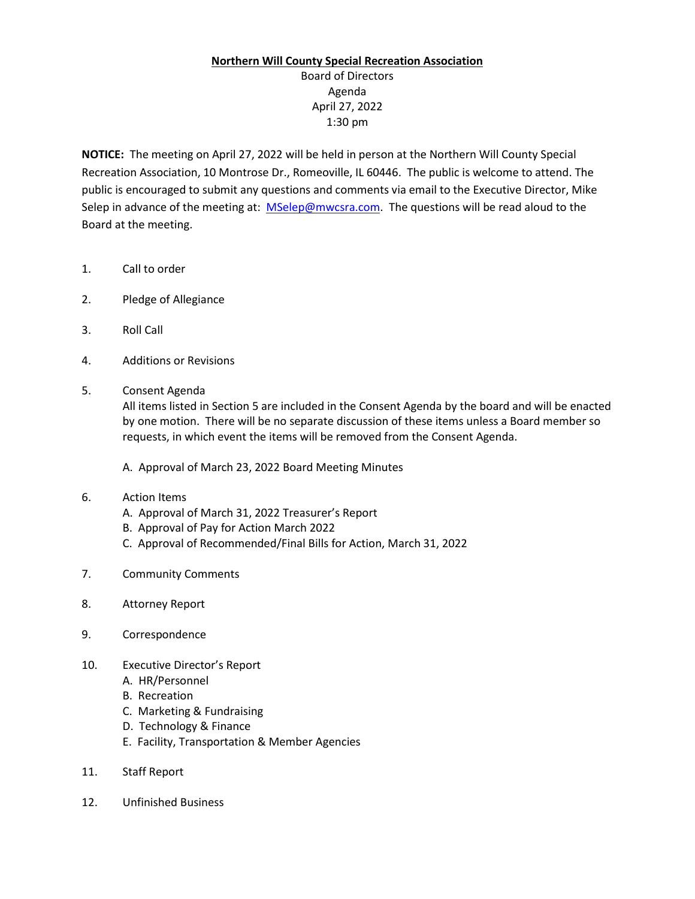**Northern Will County Special Recreation Association**

Board of Directors
Agenda
April 27, 2022
1:30 pm

**NOTICE:** The meeting on April 27, 2022 will be held in person at the Northern Will County Special Recreation Association, 10 Montrose Dr., Romeoville, IL 60446. The public is welcome to attend. The public is encouraged to submit any questions and comments via email to the Executive Director, Mike Selep in advance of the meeting at: MSelep@mwcsra.com. The questions will be read aloud to the Board at the meeting.

1. Call to order
2. Pledge of Allegiance
3. Roll Call
4. Additions or Revisions
5. Consent Agenda
   All items listed in Section 5 are included in the Consent Agenda by the board and will be enacted by one motion. There will be no separate discussion of these items unless a Board member so requests, in which event the items will be removed from the Consent Agenda.
   A. Approval of March 23, 2022 Board Meeting Minutes
6. Action Items
   A. Approval of March 31, 2022 Treasurer's Report
   B. Approval of Pay for Action March 2022
   C. Approval of Recommended/Final Bills for Action, March 31, 2022
7. Community Comments
8. Attorney Report
9. Correspondence
10. Executive Director's Report
    A. HR/Personnel
    B. Recreation
    C. Marketing & Fundraising
    D. Technology & Finance
    E. Facility, Transportation & Member Agencies
11. Staff Report
12. Unfinished Business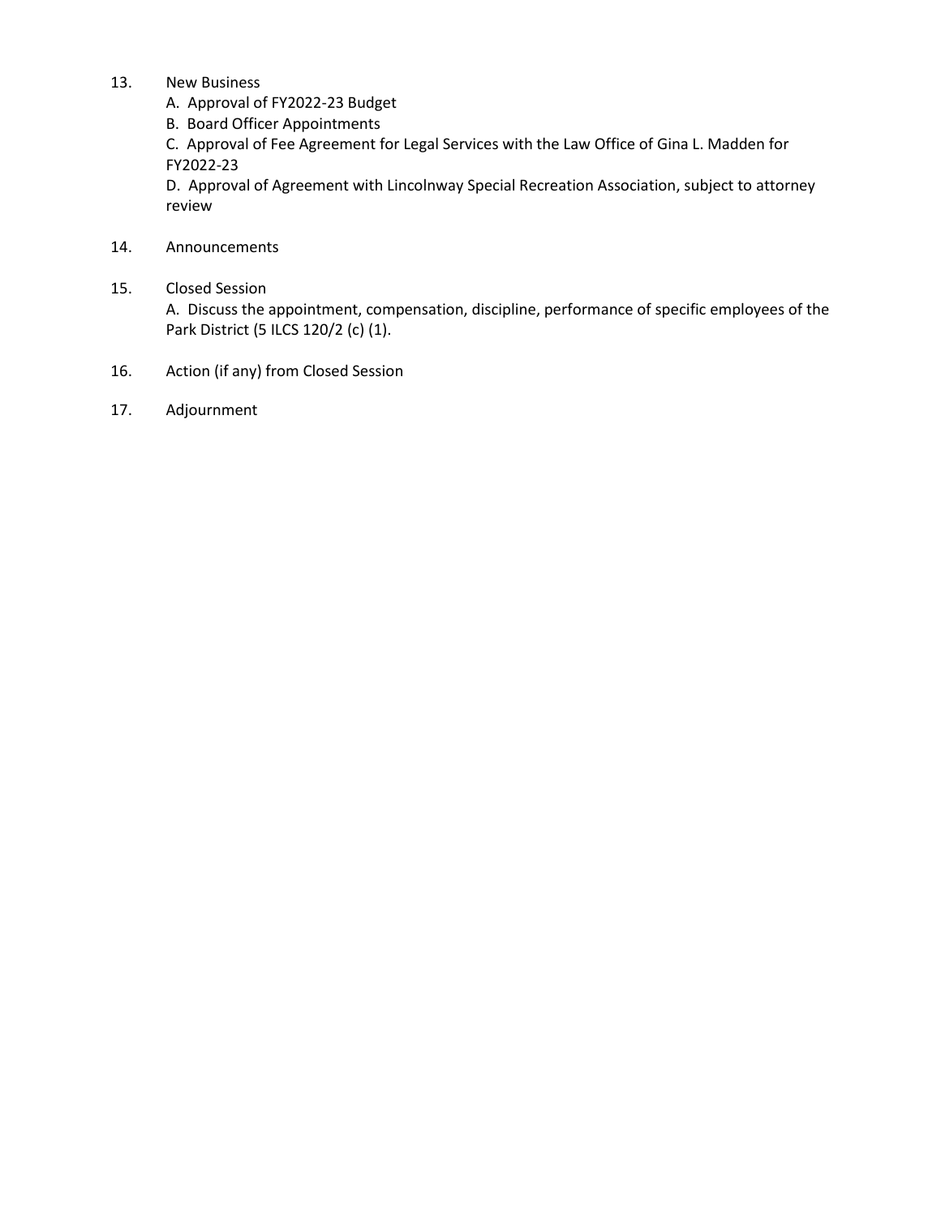13. New Business
    A. Approval of FY2022-23 Budget
    B. Board Officer Appointments
    C. Approval of Fee Agreement for Legal Services with the Law Office of Gina L. Madden for FY2022-23
    D. Approval of Agreement with Lincolnway Special Recreation Association, subject to attorney review

14. Announcements

15. Closed Session
    A. Discuss the appointment, compensation, discipline, performance of specific employees of the Park District (5 ILCS 120/2 (c) (1).

16. Action (if any) from Closed Session

17. Adjournment